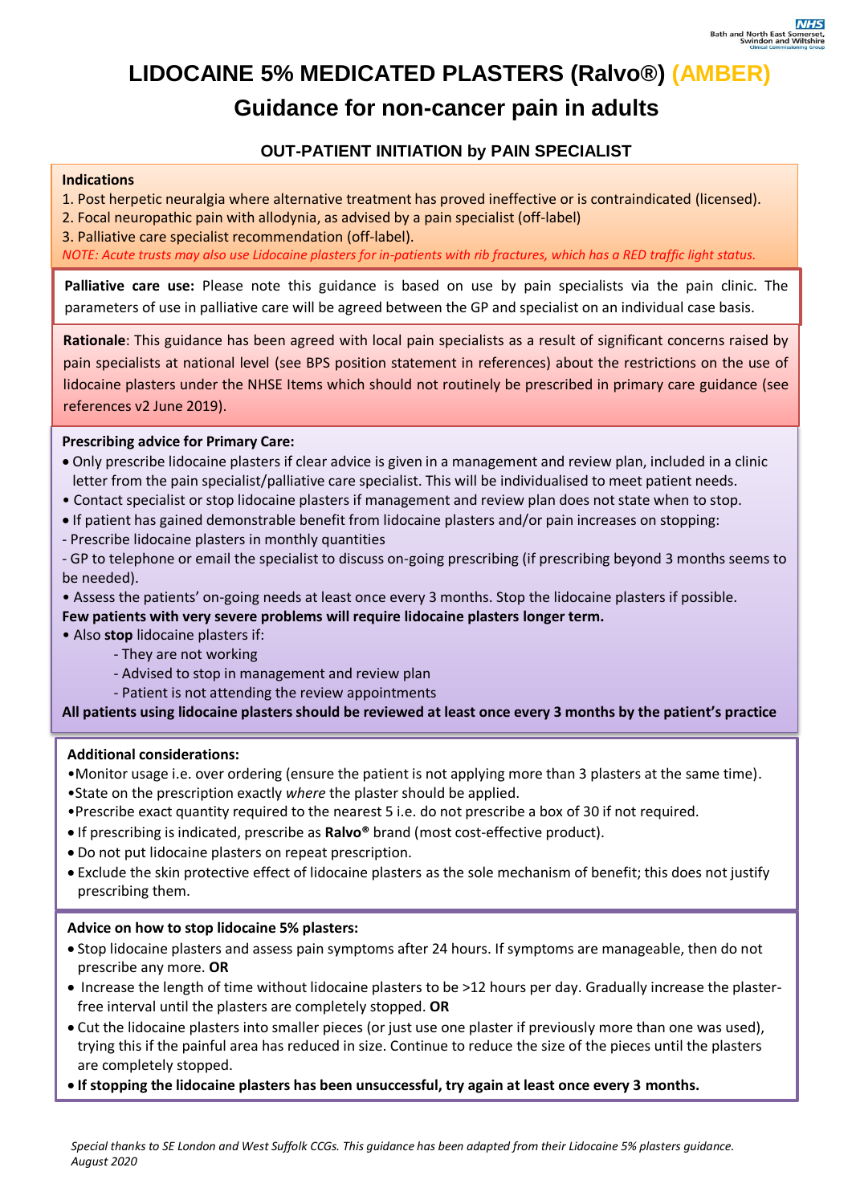NHS Bath and North East Somerset, Swindon and Wiltshire Clinical Commissioning Group

# LIDOCAINE 5% MEDICATED PLASTERS (Ralvo®) (AMBER)

## Guidance for non-cancer pain in adults

### OUT-PATIENT INITIATION by PAIN SPECIALIST

**Indications**

1. Post herpetic neuralgia where alternative treatment has proved ineffective or is contraindicated (licensed).
2. Focal neuropathic pain with allodynia, as advised by a pain specialist (off-label)
3. Palliative care specialist recommendation (off-label).

*NOTE: Acute trusts may also use Lidocaine plasters for in-patients with rib fractures, which has a RED traffic light status.*

**Palliative care use:** Please note this guidance is based on use by pain specialists via the pain clinic. The parameters of use in palliative care will be agreed between the GP and specialist on an individual case basis.

**Rationale**: This guidance has been agreed with local pain specialists as a result of significant concerns raised by pain specialists at national level (see BPS position statement in references) about the restrictions on the use of lidocaine plasters under the NHSE Items which should not routinely be prescribed in primary care guidance (see references v2 June 2019).

**Prescribing advice for Primary Care:**

- Only prescribe lidocaine plasters if clear advice is given in a management and review plan, included in a clinic letter from the pain specialist/palliative care specialist. This will be individualised to meet patient needs.
- Contact specialist or stop lidocaine plasters if management and review plan does not state when to stop.
- If patient has gained demonstrable benefit from lidocaine plasters and/or pain increases on stopping:

- Prescribe lidocaine plasters in monthly quantities
- GP to telephone or email the specialist to discuss on-going prescribing (if prescribing beyond 3 months seems to be needed).

- Assess the patients' on-going needs at least once every 3 months. Stop the lidocaine plasters if possible.

**Few patients with very severe problems will require lidocaine plasters longer term.**

- Also **stop** lidocaine plasters if:
  - They are not working
  - Advised to stop in management and review plan
  - Patient is not attending the review appointments

**All patients using lidocaine plasters should be reviewed at least once every 3 months by the patient's practice**

**Additional considerations:**

- Monitor usage i.e. over ordering (ensure the patient is not applying more than 3 plasters at the same time).
- State on the prescription exactly *where* the plaster should be applied.
- Prescribe exact quantity required to the nearest 5 i.e. do not prescribe a box of 30 if not required.
- If prescribing is indicated, prescribe as **Ralvo®** brand (most cost-effective product).
- Do not put lidocaine plasters on repeat prescription.
- Exclude the skin protective effect of lidocaine plasters as the sole mechanism of benefit; this does not justify prescribing them.

**Advice on how to stop lidocaine 5% plasters:**

- Stop lidocaine plasters and assess pain symptoms after 24 hours. If symptoms are manageable, then do not prescribe any more. **OR**
- Increase the length of time without lidocaine plasters to be >12 hours per day. Gradually increase the plaster-free interval until the plasters are completely stopped. **OR**
- Cut the lidocaine plasters into smaller pieces (or just use one plaster if previously more than one was used), trying this if the painful area has reduced in size. Continue to reduce the size of the pieces until the plasters are completely stopped.
- **If stopping the lidocaine plasters has been unsuccessful, try again at least once every 3 months.**

*Special thanks to SE London and West Suffolk CCGs. This guidance has been adapted from their Lidocaine 5% plasters guidance. August 2020*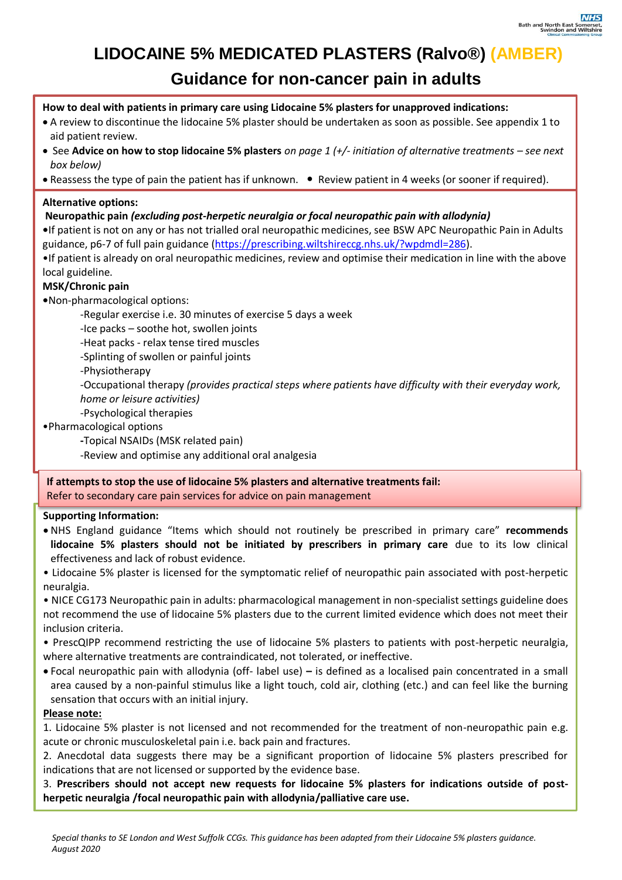# LIDOCAINE 5% MEDICATED PLASTERS (Ralvo®) (AMBER)

## Guidance for non-cancer pain in adults

**How to deal with patients in primary care using Lidocaine 5% plasters for unapproved indications:**

- A review to discontinue the lidocaine 5% plaster should be undertaken as soon as possible. See appendix 1 to aid patient review.
- See **Advice on how to stop lidocaine 5% plasters** *on page 1 (+/- initiation of alternative treatments – see next box below)*
- Reassess the type of pain the patient has if unknown.
- Review patient in 4 weeks (or sooner if required).

**Alternative options:**

**Neuropathic pain** ***(excluding post-herpetic neuralgia or focal neuropathic pain with allodynia)***

- If patient is not on any or has not trialled oral neuropathic medicines, see BSW APC Neuropathic Pain in Adults guidance, p6-7 of full pain guidance (https://prescribing.wiltshireccg.nhs.uk/?wpdmdl=286).
- If patient is already on oral neuropathic medicines, review and optimise their medication in line with the above local guideline.

**MSK/Chronic pain**

- Non-pharmacological options:
  - -Regular exercise i.e. 30 minutes of exercise 5 days a week
  - -Ice packs – soothe hot, swollen joints
  - -Heat packs - relax tense tired muscles
  - -Splinting of swollen or painful joints
  - -Physiotherapy
  - -Occupational therapy *(provides practical steps where patients have difficulty with their everyday work, home or leisure activities)*
  - -Psychological therapies
- Pharmacological options
  - **-**Topical NSAIDs (MSK related pain)
  - -Review and optimise any additional oral analgesia

**If attempts to stop the use of lidocaine 5% plasters and alternative treatments fail:**
Refer to secondary care pain services for advice on pain management

**Supporting Information:**

- NHS England guidance "Items which should not routinely be prescribed in primary care" **recommends lidocaine 5% plasters should not be initiated by prescribers in primary care** due to its low clinical effectiveness and lack of robust evidence.
- Lidocaine 5% plaster is licensed for the symptomatic relief of neuropathic pain associated with post-herpetic neuralgia.
- NICE CG173 Neuropathic pain in adults: pharmacological management in non-specialist settings guideline does not recommend the use of lidocaine 5% plasters due to the current limited evidence which does not meet their inclusion criteria.
- PrescQIPP recommend restricting the use of lidocaine 5% plasters to patients with post-herpetic neuralgia, where alternative treatments are contraindicated, not tolerated, or ineffective.
- Focal neuropathic pain with allodynia (off- label use) **–** is defined as a localised pain concentrated in a small area caused by a non-painful stimulus like a light touch, cold air, clothing (etc.) and can feel like the burning sensation that occurs with an initial injury.

**<u>Please note:</u>**

1. Lidocaine 5% plaster is not licensed and not recommended for the treatment of non-neuropathic pain e.g. acute or chronic musculoskeletal pain i.e. back pain and fractures.
2. Anecdotal data suggests there may be a significant proportion of lidocaine 5% plasters prescribed for indications that are not licensed or supported by the evidence base.
3. **Prescribers should not accept new requests for lidocaine 5% plasters for indications outside of post-herpetic neuralgia /focal neuropathic pain with allodynia/palliative care use.**

*Special thanks to SE London and West Suffolk CCGs. This guidance has been adapted from their Lidocaine 5% plasters guidance. August 2020*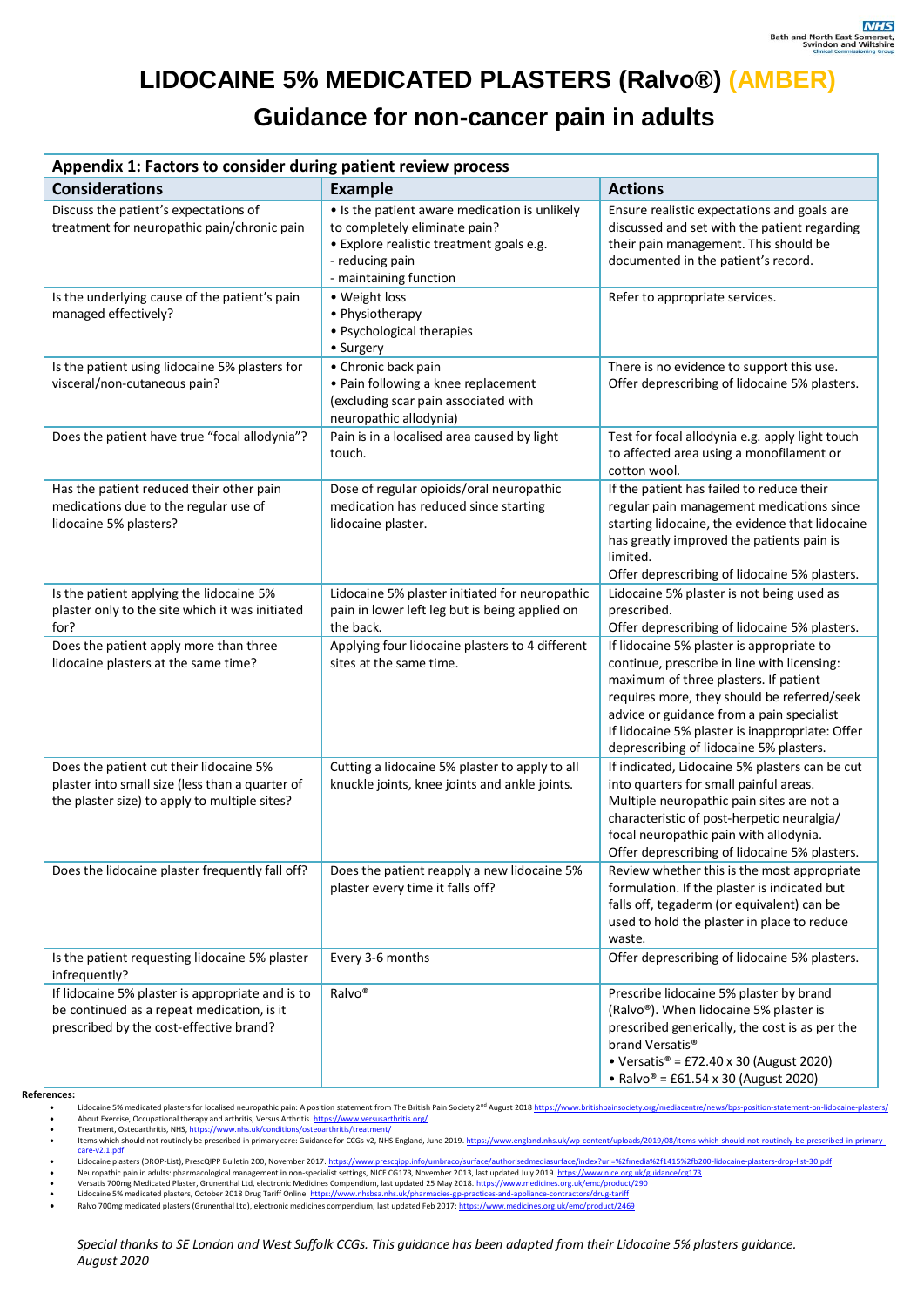# LIDOCAINE 5% MEDICATED PLASTERS (Ralvo®) (AMBER)

## Guidance for non-cancer pain in adults

**Appendix 1: Factors to consider during patient review process**

| Considerations | Example | Actions |
| --- | --- | --- |
| Discuss the patient's expectations of treatment for neuropathic pain/chronic pain | • Is the patient aware medication is unlikely to completely eliminate pain?<br>• Explore realistic treatment goals e.g.<br>- reducing pain<br>- maintaining function | Ensure realistic expectations and goals are discussed and set with the patient regarding their pain management. This should be documented in the patient's record. |
| Is the underlying cause of the patient's pain managed effectively? | • Weight loss<br>• Physiotherapy<br>• Psychological therapies<br>• Surgery | Refer to appropriate services. |
| Is the patient using lidocaine 5% plasters for visceral/non-cutaneous pain? | • Chronic back pain<br>• Pain following a knee replacement (excluding scar pain associated with neuropathic allodynia) | There is no evidence to support this use.<br>Offer deprescribing of lidocaine 5% plasters. |
| Does the patient have true "focal allodynia"? | Pain is in a localised area caused by light touch. | Test for focal allodynia e.g. apply light touch to affected area using a monofilament or cotton wool. |
| Has the patient reduced their other pain medications due to the regular use of lidocaine 5% plasters? | Dose of regular opioids/oral neuropathic medication has reduced since starting lidocaine plaster. | If the patient has failed to reduce their regular pain management medications since starting lidocaine, the evidence that lidocaine has greatly improved the patients pain is limited.<br>Offer deprescribing of lidocaine 5% plasters. |
| Is the patient applying the lidocaine 5% plaster only to the site which it was initiated for? | Lidocaine 5% plaster initiated for neuropathic pain in lower left leg but is being applied on the back. | Lidocaine 5% plaster is not being used as prescribed.<br>Offer deprescribing of lidocaine 5% plasters. |
| Does the patient apply more than three lidocaine plasters at the same time? | Applying four lidocaine plasters to 4 different sites at the same time. | If lidocaine 5% plaster is appropriate to continue, prescribe in line with licensing: maximum of three plasters. If patient requires more, they should be referred/seek advice or guidance from a pain specialist<br>If lidocaine 5% plaster is inappropriate: Offer deprescribing of lidocaine 5% plasters. |
| Does the patient cut their lidocaine 5% plaster into small size (less than a quarter of the plaster size) to apply to multiple sites? | Cutting a lidocaine 5% plaster to apply to all knuckle joints, knee joints and ankle joints. | If indicated, Lidocaine 5% plasters can be cut into quarters for small painful areas.<br>Multiple neuropathic pain sites are not a characteristic of post-herpetic neuralgia/ focal neuropathic pain with allodynia.<br>Offer deprescribing of lidocaine 5% plasters. |
| Does the lidocaine plaster frequently fall off? | Does the patient reapply a new lidocaine 5% plaster every time it falls off? | Review whether this is the most appropriate formulation. If the plaster is indicated but falls off, tegaderm (or equivalent) can be used to hold the plaster in place to reduce waste. |
| Is the patient requesting lidocaine 5% plaster infrequently? | Every 3-6 months | Offer deprescribing of lidocaine 5% plasters. |
| If lidocaine 5% plaster is appropriate and is to be continued as a repeat medication, is it prescribed by the cost-effective brand? | Ralvo® | Prescribe lidocaine 5% plaster by brand (Ralvo®). When lidocaine 5% plaster is prescribed generically, the cost is as per the brand Versatis®<br>• Versatis® = £72.40 x 30 (August 2020)<br>• Ralvo® = £61.54 x 30 (August 2020) |

**References:**

- Lidocaine 5% medicated plasters for localised neuropathic pain: A position statement from The British Pain Society 2nd August 2018 https://www.britishpainsociety.org/mediacentre/news/bps-position-statement-on-lidocaine-plasters/
- About Exercise, Occupational therapy and arthritis, Versus Arthritis. https://www.versusarthritis.org/
- Treatment, Osteoarthritis, NHS, https://www.nhs.uk/conditions/osteoarthritis/treatment/
- Items which should not routinely be prescribed in primary care: Guidance for CCGs v2, NHS England, June 2019. https://www.england.nhs.uk/wp-content/uploads/2019/08/items-which-should-not-routinely-be-prescribed-in-primary-care-v2.1.pdf
- Lidocaine plasters (DROP-List), PrescQIPP Bulletin 200, November 2017. https://www.prescqipp.info/umbraco/surface/authorisedmediasurface/index?url=%2fmedia%2f1415%2fb200-lidocaine-plasters-drop-list-30.pdf
- Neuropathic pain in adults: pharmacological management in non-specialist settings, NICE CG173, November 2013, last updated July 2019. https://www.nice.org.uk/guidance/cg173
- Versatis 700mg Medicated Plaster, Grunenthal Ltd, electronic Medicines Compendium, last updated 25 May 2018. https://www.medicines.org.uk/emc/product/290
- Lidocaine 5% medicated plasters, October 2018 Drug Tariff Online. https://www.nhsbsa.nhs.uk/pharmacies-gp-practices-and-appliance-contractors/drug-tariff
- Ralvo 700mg medicated plasters (Grunenthal Ltd), electronic medicines compendium, last updated Feb 2017: https://www.medicines.org.uk/emc/product/2469

*Special thanks to SE London and West Suffolk CCGs. This guidance has been adapted from their Lidocaine 5% plasters guidance. August 2020*